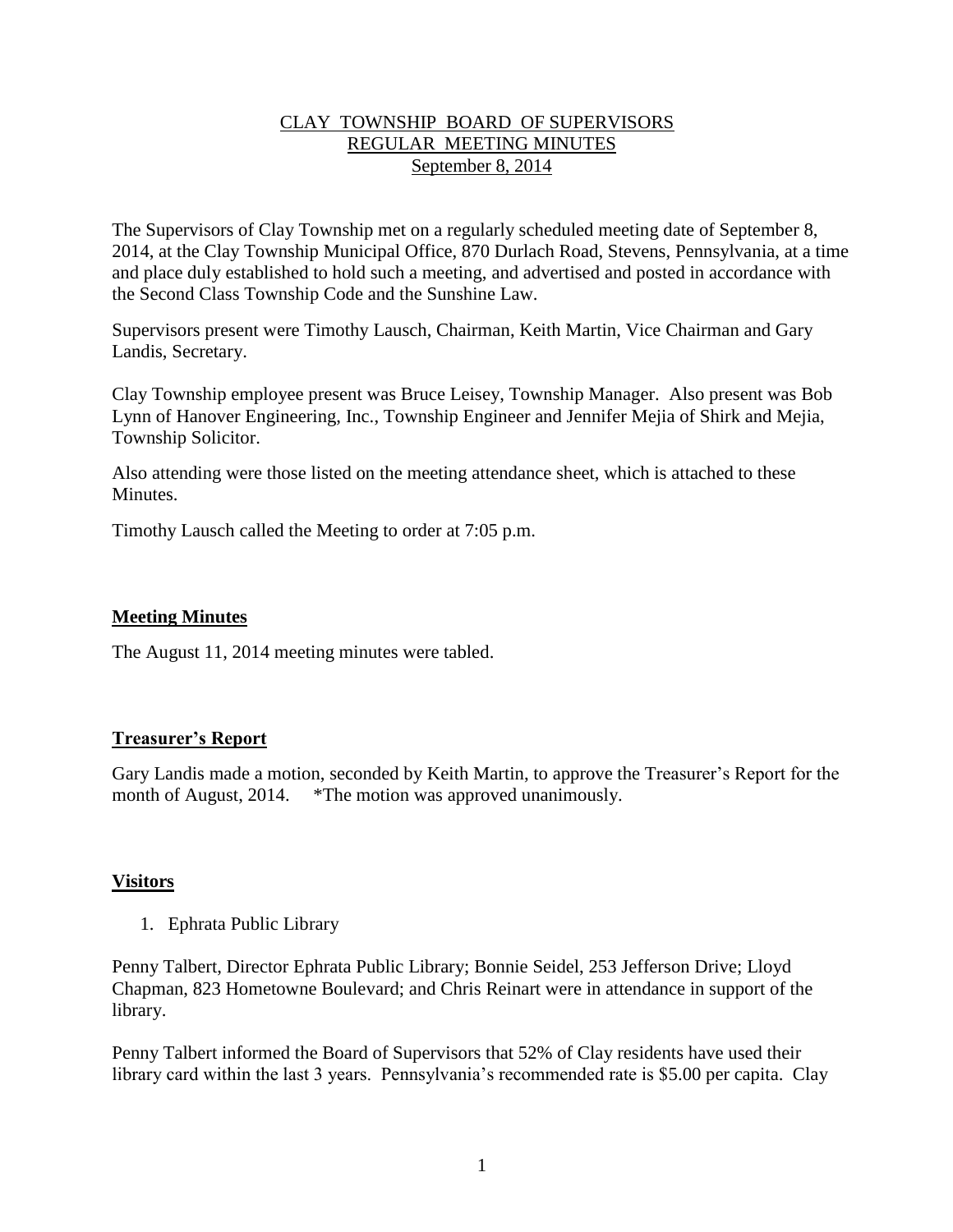CLAY TOWNSHIP BOARD OF SUPERVISORS
REGULAR MEETING MINUTES
September 8, 2014

The Supervisors of Clay Township met on a regularly scheduled meeting date of September 8, 2014, at the Clay Township Municipal Office, 870 Durlach Road, Stevens, Pennsylvania, at a time and place duly established to hold such a meeting, and advertised and posted in accordance with the Second Class Township Code and the Sunshine Law.

Supervisors present were Timothy Lausch, Chairman, Keith Martin, Vice Chairman and Gary Landis, Secretary.

Clay Township employee present was Bruce Leisey, Township Manager. Also present was Bob Lynn of Hanover Engineering, Inc., Township Engineer and Jennifer Mejia of Shirk and Mejia, Township Solicitor.

Also attending were those listed on the meeting attendance sheet, which is attached to these Minutes.

Timothy Lausch called the Meeting to order at 7:05 p.m.

## Meeting Minutes

The August 11, 2014 meeting minutes were tabled.

## Treasurer's Report

Gary Landis made a motion, seconded by Keith Martin, to approve the Treasurer's Report for the month of August, 2014. *The motion was approved unanimously.

## Visitors

1. Ephrata Public Library

Penny Talbert, Director Ephrata Public Library; Bonnie Seidel, 253 Jefferson Drive; Lloyd Chapman, 823 Hometowne Boulevard; and Chris Reinart were in attendance in support of the library.

Penny Talbert informed the Board of Supervisors that 52% of Clay residents have used their library card within the last 3 years. Pennsylvania's recommended rate is $5.00 per capita. Clay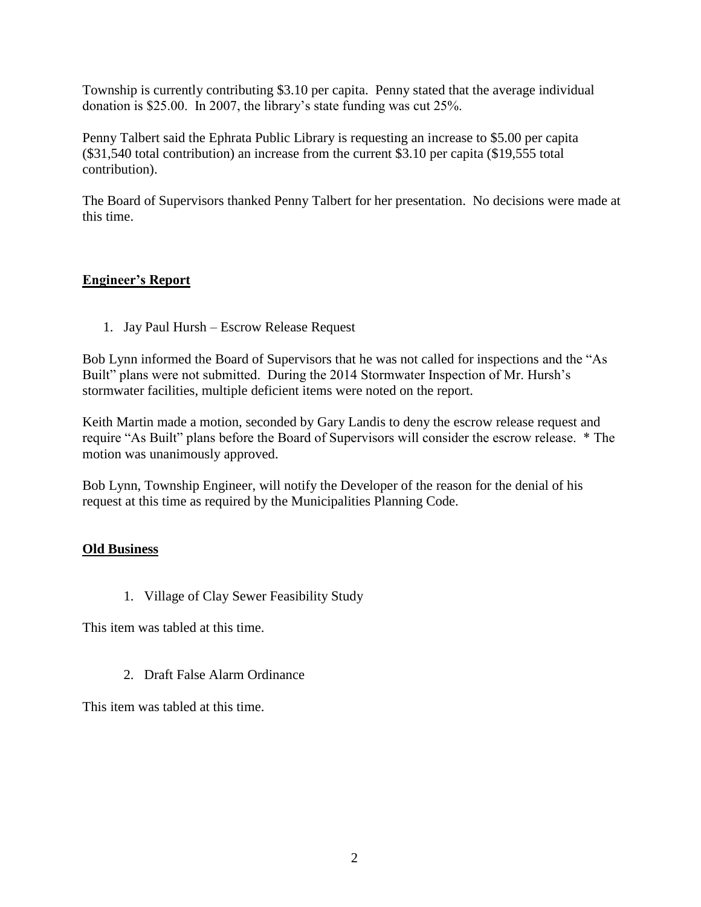Township is currently contributing $3.10 per capita. Penny stated that the average individual donation is $25.00. In 2007, the library's state funding was cut 25%.

Penny Talbert said the Ephrata Public Library is requesting an increase to $5.00 per capita ($31,540 total contribution) an increase from the current $3.10 per capita ($19,555 total contribution).

The Board of Supervisors thanked Penny Talbert for her presentation. No decisions were made at this time.

## **Engineer's Report**

1. Jay Paul Hursh – Escrow Release Request

Bob Lynn informed the Board of Supervisors that he was not called for inspections and the "As Built" plans were not submitted. During the 2014 Stormwater Inspection of Mr. Hursh's stormwater facilities, multiple deficient items were noted on the report.

Keith Martin made a motion, seconded by Gary Landis to deny the escrow release request and require "As Built" plans before the Board of Supervisors will consider the escrow release. * The motion was unanimously approved.

Bob Lynn, Township Engineer, will notify the Developer of the reason for the denial of his request at this time as required by the Municipalities Planning Code.

## **Old Business**

1. Village of Clay Sewer Feasibility Study

This item was tabled at this time.

2. Draft False Alarm Ordinance

This item was tabled at this time.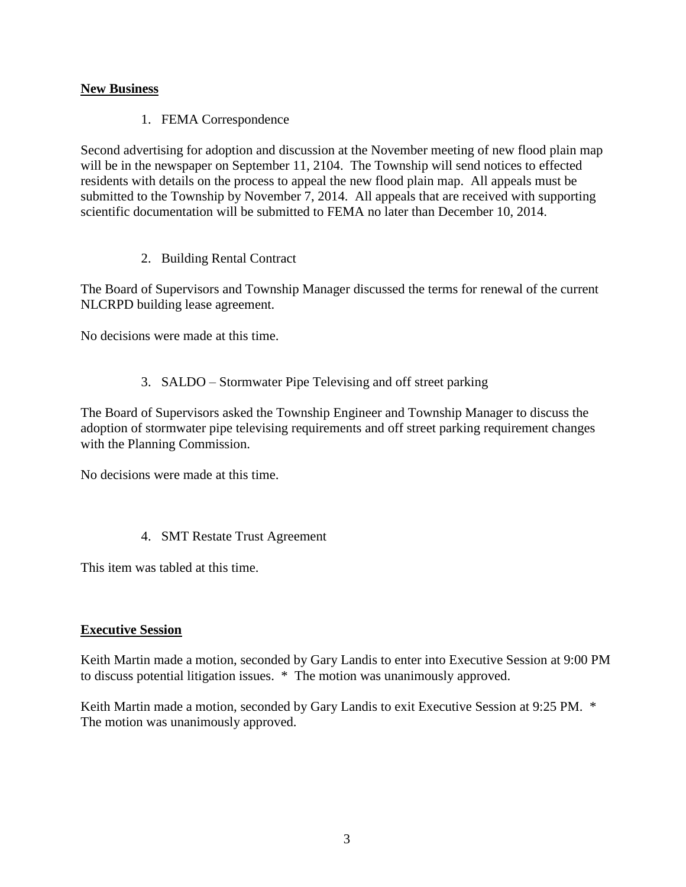**New Business**

1. FEMA Correspondence

Second advertising for adoption and discussion at the November meeting of new flood plain map will be in the newspaper on September 11, 2104. The Township will send notices to effected residents with details on the process to appeal the new flood plain map. All appeals must be submitted to the Township by November 7, 2014. All appeals that are received with supporting scientific documentation will be submitted to FEMA no later than December 10, 2014.

2. Building Rental Contract

The Board of Supervisors and Township Manager discussed the terms for renewal of the current NLCRPD building lease agreement.

No decisions were made at this time.

3. SALDO – Stormwater Pipe Televising and off street parking

The Board of Supervisors asked the Township Engineer and Township Manager to discuss the adoption of stormwater pipe televising requirements and off street parking requirement changes with the Planning Commission.

No decisions were made at this time.

4. SMT Restate Trust Agreement

This item was tabled at this time.

**Executive Session**

Keith Martin made a motion, seconded by Gary Landis to enter into Executive Session at 9:00 PM to discuss potential litigation issues. * The motion was unanimously approved.

Keith Martin made a motion, seconded by Gary Landis to exit Executive Session at 9:25 PM. * The motion was unanimously approved.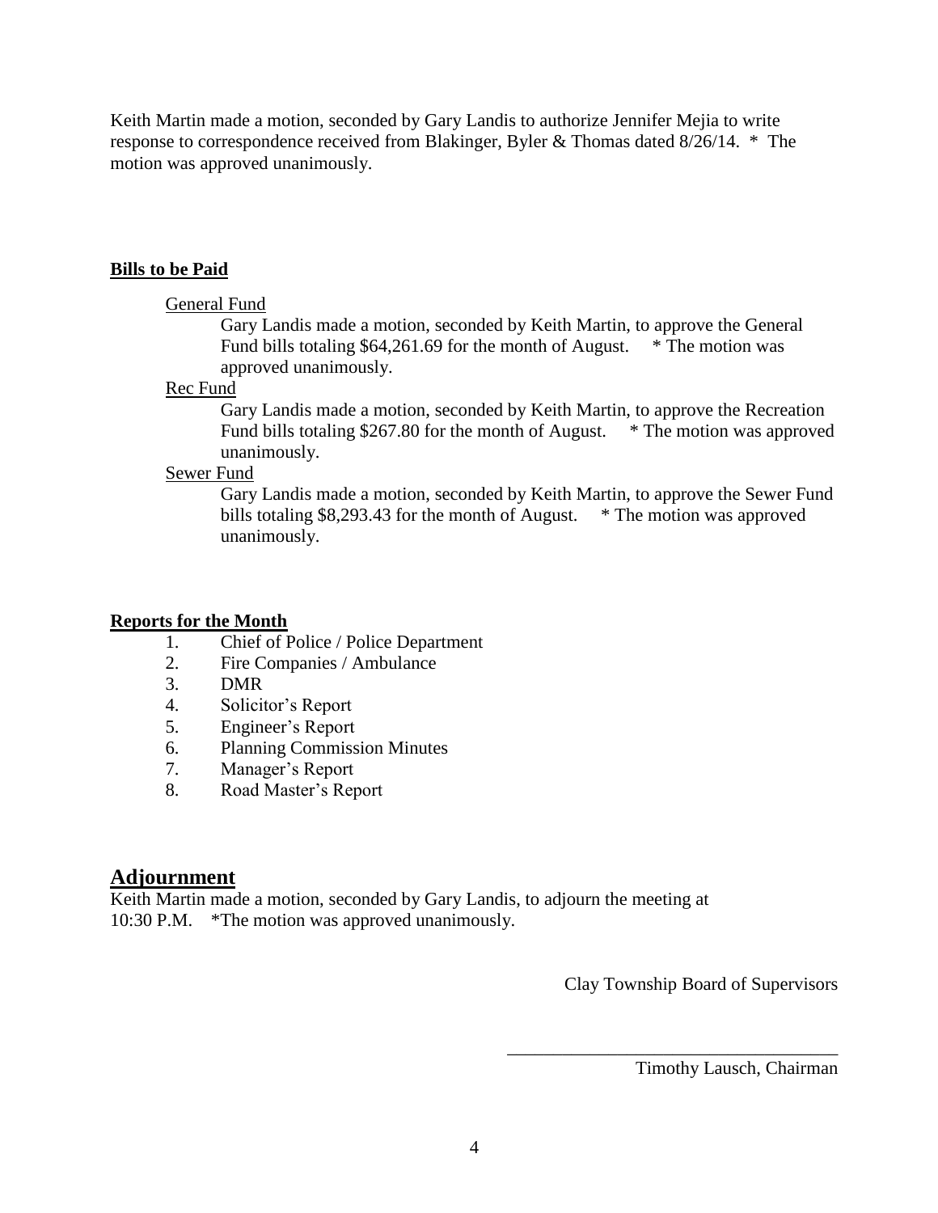Keith Martin made a motion, seconded by Gary Landis to authorize Jennifer Mejia to write response to correspondence received from Blakinger, Byler & Thomas dated 8/26/14. * The motion was approved unanimously.

**Bills to be Paid**

General Fund

Gary Landis made a motion, seconded by Keith Martin, to approve the General Fund bills totaling $64,261.69 for the month of August. * The motion was approved unanimously.

Rec Fund

Gary Landis made a motion, seconded by Keith Martin, to approve the Recreation Fund bills totaling $267.80 for the month of August. * The motion was approved unanimously.

Sewer Fund

Gary Landis made a motion, seconded by Keith Martin, to approve the Sewer Fund bills totaling $8,293.43 for the month of August. * The motion was approved unanimously.

**Reports for the Month**

1. Chief of Police / Police Department
2. Fire Companies / Ambulance
3. DMR
4. Solicitor's Report
5. Engineer's Report
6. Planning Commission Minutes
7. Manager's Report
8. Road Master's Report

## Adjournment

Keith Martin made a motion, seconded by Gary Landis, to adjourn the meeting at 10:30 P.M. *The motion was approved unanimously.

Clay Township Board of Supervisors

\_\_\_\_\_\_\_\_\_\_\_\_\_\_\_\_\_\_\_\_\_\_\_\_\_\_\_\_\_\_\_\_\_\_\_\_

Timothy Lausch, Chairman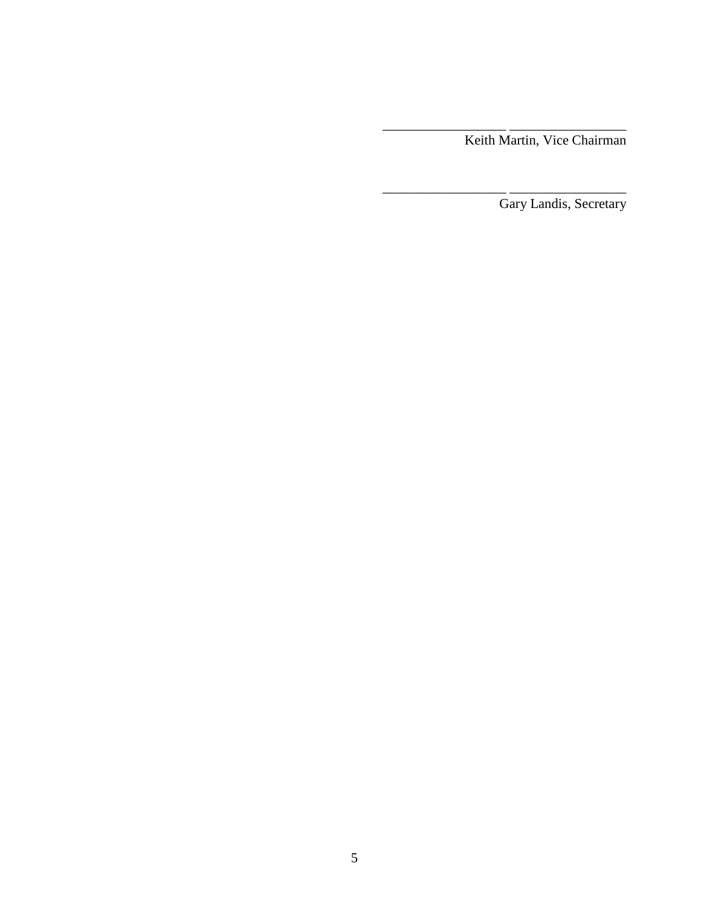\_\_\_\_\_\_\_\_\_\_\_\_\_\_\_\_\_\_\_\_\_\_\_\_\_\_\_\_\_\_\_\_\_\_\_\_\_\_

Keith Martin, Vice Chairman

\_\_\_\_\_\_\_\_\_\_\_\_\_\_\_\_\_\_\_\_\_\_\_\_\_\_\_\_\_\_\_\_\_\_\_\_\_\_

Gary Landis, Secretary